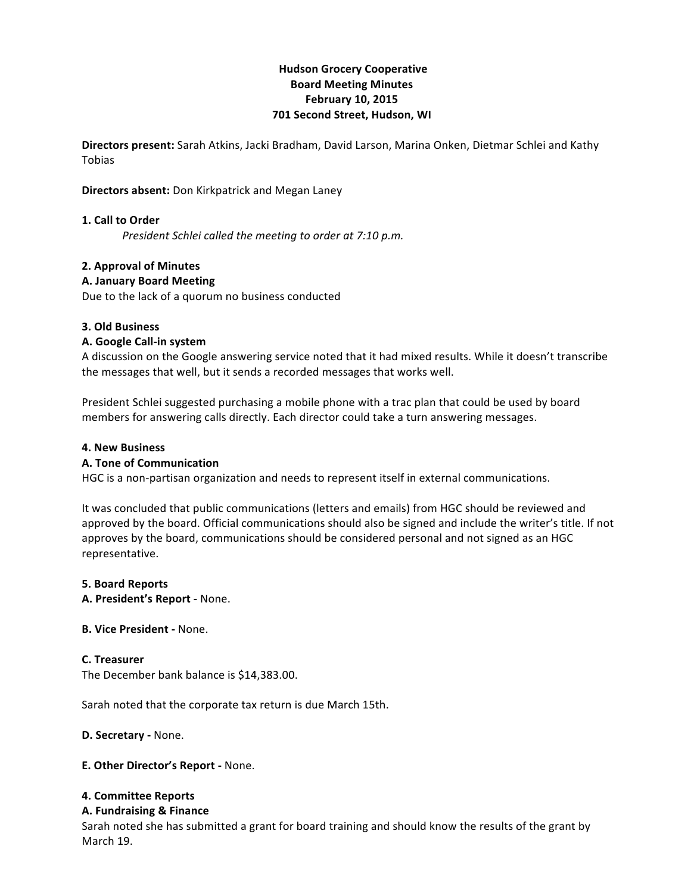**Hudson Grocery Cooperative**
**Board Meeting Minutes**
**February 10, 2015**
**701 Second Street, Hudson, WI**

**Directors present:** Sarah Atkins, Jacki Bradham, David Larson, Marina Onken, Dietmar Schlei and Kathy Tobias

**Directors absent:** Don Kirkpatrick and Megan Laney

**1. Call to Order**

*President Schlei called the meeting to order at 7:10 p.m.*

**2. Approval of Minutes**

**A. January Board Meeting**

Due to the lack of a quorum no business conducted

**3. Old Business**

**A. Google Call-in system**

A discussion on the Google answering service noted that it had mixed results. While it doesn't transcribe the messages that well, but it sends a recorded messages that works well.

President Schlei suggested purchasing a mobile phone with a trac plan that could be used by board members for answering calls directly. Each director could take a turn answering messages.

**4. New Business**

**A. Tone of Communication**

HGC is a non-partisan organization and needs to represent itself in external communications.

It was concluded that public communications (letters and emails) from HGC should be reviewed and approved by the board. Official communications should also be signed and include the writer's title. If not approves by the board, communications should be considered personal and not signed as an HGC representative.

**5. Board Reports**

**A. President's Report -** None.

**B. Vice President -** None.

**C. Treasurer**

The December bank balance is $14,383.00.

Sarah noted that the corporate tax return is due March 15th.

**D. Secretary -** None.

**E. Other Director's Report -** None.

**4. Committee Reports**

**A. Fundraising & Finance**

Sarah noted she has submitted a grant for board training and should know the results of the grant by March 19.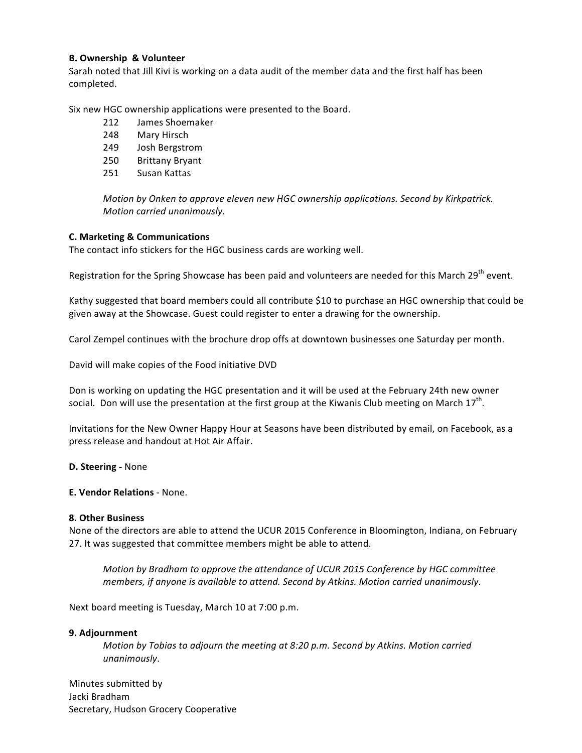**B. Ownership & Volunteer**
Sarah noted that Jill Kivi is working on a data audit of the member data and the first half has been completed.

Six new HGC ownership applications were presented to the Board.

| | |
|---|---|
| 212 | James Shoemaker |
| 248 | Mary Hirsch |
| 249 | Josh Bergstrom |
| 250 | Brittany Bryant |
| 251 | Susan Kattas |

*Motion by Onken to approve eleven new HGC ownership applications. Second by Kirkpatrick. Motion carried unanimously*.

**C. Marketing & Communications**
The contact info stickers for the HGC business cards are working well.

Registration for the Spring Showcase has been paid and volunteers are needed for this March 29th event.

Kathy suggested that board members could all contribute $10 to purchase an HGC ownership that could be given away at the Showcase. Guest could register to enter a drawing for the ownership.

Carol Zempel continues with the brochure drop offs at downtown businesses one Saturday per month.

David will make copies of the Food initiative DVD

Don is working on updating the HGC presentation and it will be used at the February 24th new owner social. Don will use the presentation at the first group at the Kiwanis Club meeting on March 17th.

Invitations for the New Owner Happy Hour at Seasons have been distributed by email, on Facebook, as a press release and handout at Hot Air Affair.

**D. Steering -** None

**E. Vendor Relations** - None.

**8. Other Business**
None of the directors are able to attend the UCUR 2015 Conference in Bloomington, Indiana, on February 27. It was suggested that committee members might be able to attend.

*Motion by Bradham to approve the attendance of UCUR 2015 Conference by HGC committee members, if anyone is available to attend. Second by Atkins. Motion carried unanimously*.

Next board meeting is Tuesday, March 10 at 7:00 p.m.

**9. Adjournment**

*Motion by Tobias to adjourn the meeting at 8:20 p.m. Second by Atkins. Motion carried unanimously*.

Minutes submitted by
Jacki Bradham
Secretary, Hudson Grocery Cooperative